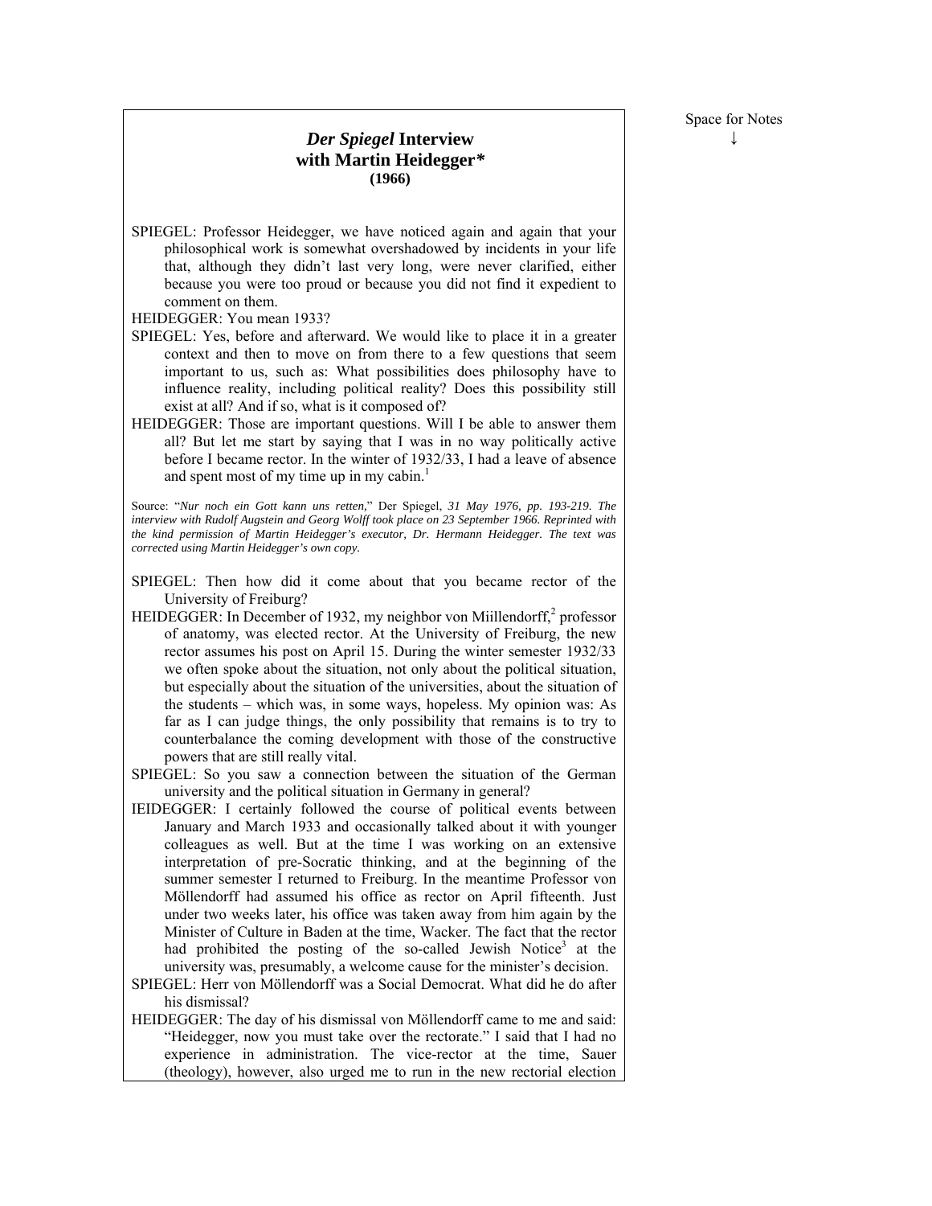Space for Notes
↓

# *Der Spiegel* Interview with Martin Heidegger*

**(1966)**

SPIEGEL: Professor Heidegger, we have noticed again and again that your philosophical work is somewhat overshadowed by incidents in your life that, although they didn't last very long, were never clarified, either because you were too proud or because you did not find it expedient to comment on them.

HEIDEGGER: You mean 1933?

SPIEGEL: Yes, before and afterward. We would like to place it in a greater context and then to move on from there to a few questions that seem important to us, such as: What possibilities does philosophy have to influence reality, including political reality? Does this possibility still exist at all? And if so, what is it composed of?

HEIDEGGER: Those are important questions. Will I be able to answer them all? But let me start by saying that I was in no way politically active before I became rector. In the winter of 1932/33, I had a leave of absence and spent most of my time up in my cabin.[1]

Source: "*Nur noch ein Gott kann uns retten,*" Der Spiegel, *31 May 1976, pp. 193-219. The interview with Rudolf Augstein and Georg Wolff took place on 23 September 1966. Reprinted with the kind permission of Martin Heidegger's executor, Dr. Hermann Heidegger. The text was corrected using Martin Heidegger's own copy.*

SPIEGEL: Then how did it come about that you became rector of the University of Freiburg?

HEIDEGGER: In December of 1932, my neighbor von Miillendorff,[2] professor of anatomy, was elected rector. At the University of Freiburg, the new rector assumes his post on April 15. During the winter semester 1932/33 we often spoke about the situation, not only about the political situation, but especially about the situation of the universities, about the situation of the students – which was, in some ways, hopeless. My opinion was: As far as I can judge things, the only possibility that remains is to try to counterbalance the coming development with those of the constructive powers that are still really vital.

SPIEGEL: So you saw a connection between the situation of the German university and the political situation in Germany in general?

IEIDEGGER: I certainly followed the course of political events between January and March 1933 and occasionally talked about it with younger colleagues as well. But at the time I was working on an extensive interpretation of pre-Socratic thinking, and at the beginning of the summer semester I returned to Freiburg. In the meantime Professor von Möllendorff had assumed his office as rector on April fifteenth. Just under two weeks later, his office was taken away from him again by the Minister of Culture in Baden at the time, Wacker. The fact that the rector had prohibited the posting of the so-called Jewish Notice[3] at the university was, presumably, a welcome cause for the minister's decision.

SPIEGEL: Herr von Möllendorff was a Social Democrat. What did he do after his dismissal?

HEIDEGGER: The day of his dismissal von Möllendorff came to me and said: "Heidegger, now you must take over the rectorate." I said that I had no experience in administration. The vice-rector at the time, Sauer (theology), however, also urged me to run in the new rectorial election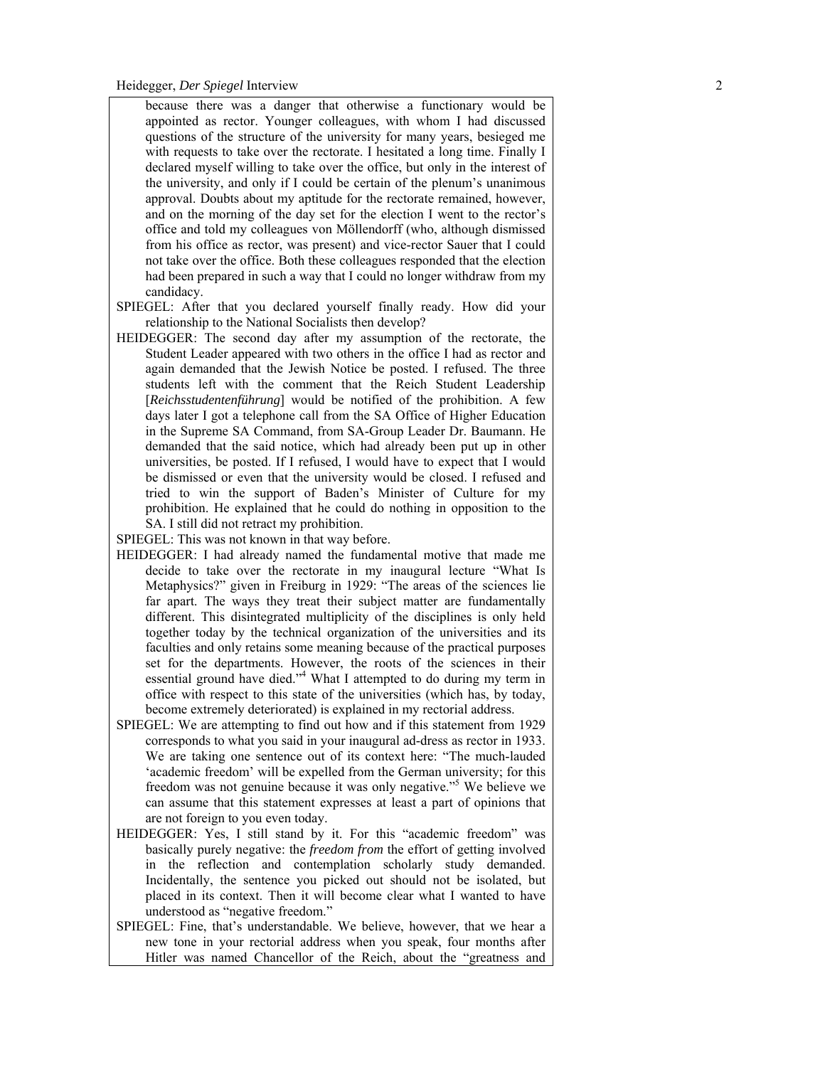because there was a danger that otherwise a functionary would be appointed as rector. Younger colleagues, with whom I had discussed questions of the structure of the university for many years, besieged me with requests to take over the rectorate. I hesitated a long time. Finally I declared myself willing to take over the office, but only in the interest of the university, and only if I could be certain of the plenum's unanimous approval. Doubts about my aptitude for the rectorate remained, however, and on the morning of the day set for the election I went to the rector's office and told my colleagues von Möllendorff (who, although dismissed from his office as rector, was present) and vice-rector Sauer that I could not take over the office. Both these colleagues responded that the election had been prepared in such a way that I could no longer withdraw from my candidacy.

SPIEGEL: After that you declared yourself finally ready. How did your relationship to the National Socialists then develop?

HEIDEGGER: The second day after my assumption of the rectorate, the Student Leader appeared with two others in the office I had as rector and again demanded that the Jewish Notice be posted. I refused. The three students left with the comment that the Reich Student Leadership [*Reichsstudentenführung*] would be notified of the prohibition. A few days later I got a telephone call from the SA Office of Higher Education in the Supreme SA Command, from SA-Group Leader Dr. Baumann. He demanded that the said notice, which had already been put up in other universities, be posted. If I refused, I would have to expect that I would be dismissed or even that the university would be closed. I refused and tried to win the support of Baden's Minister of Culture for my prohibition. He explained that he could do nothing in opposition to the SA. I still did not retract my prohibition.

SPIEGEL: This was not known in that way before.

HEIDEGGER: I had already named the fundamental motive that made me decide to take over the rectorate in my inaugural lecture "What Is Metaphysics?" given in Freiburg in 1929: "The areas of the sciences lie far apart. The ways they treat their subject matter are fundamentally different. This disintegrated multiplicity of the disciplines is only held together today by the technical organization of the universities and its faculties and only retains some meaning because of the practical purposes set for the departments. However, the roots of the sciences in their essential ground have died."[4] What I attempted to do during my term in office with respect to this state of the universities (which has, by today, become extremely deteriorated) is explained in my rectorial address.

SPIEGEL: We are attempting to find out how and if this statement from 1929 corresponds to what you said in your inaugural ad-dress as rector in 1933. We are taking one sentence out of its context here: "The much-lauded 'academic freedom' will be expelled from the German university; for this freedom was not genuine because it was only negative."[5] We believe we can assume that this statement expresses at least a part of opinions that are not foreign to you even today.

HEIDEGGER: Yes, I still stand by it. For this "academic freedom" was basically purely negative: the *freedom from* the effort of getting involved in the reflection and contemplation scholarly study demanded. Incidentally, the sentence you picked out should not be isolated, but placed in its context. Then it will become clear what I wanted to have understood as "negative freedom."

SPIEGEL: Fine, that's understandable. We believe, however, that we hear a new tone in your rectorial address when you speak, four months after Hitler was named Chancellor of the Reich, about the "greatness and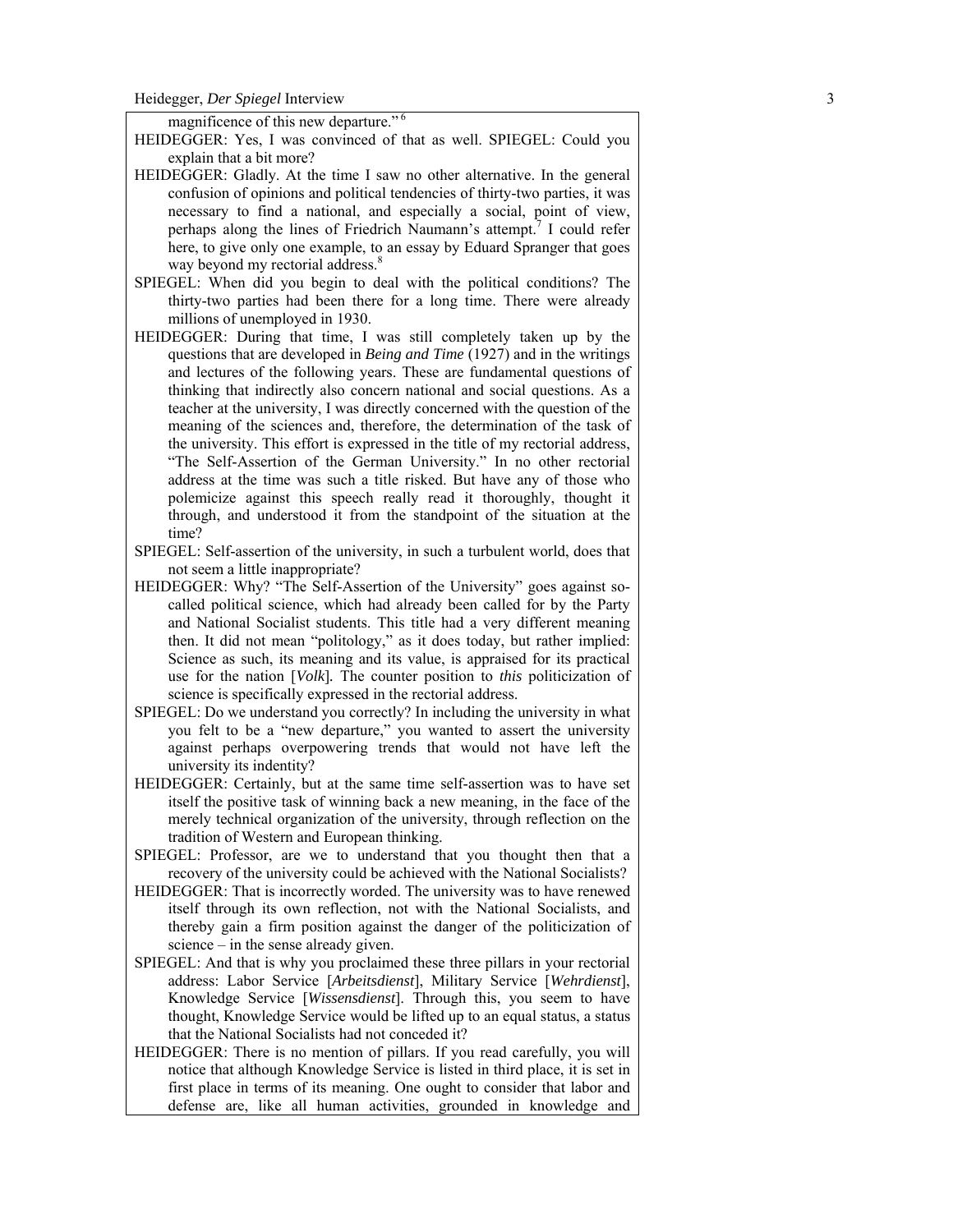magnificence of this new departure."[6]

HEIDEGGER: Yes, I was convinced of that as well. SPIEGEL: Could you explain that a bit more?

HEIDEGGER: Gladly. At the time I saw no other alternative. In the general confusion of opinions and political tendencies of thirty-two parties, it was necessary to find a national, and especially a social, point of view, perhaps along the lines of Friedrich Naumann's attempt.[7] I could refer here, to give only one example, to an essay by Eduard Spranger that goes way beyond my rectorial address.[8]

SPIEGEL: When did you begin to deal with the political conditions? The thirty-two parties had been there for a long time. There were already millions of unemployed in 1930.

HEIDEGGER: During that time, I was still completely taken up by the questions that are developed in *Being and Time* (1927) and in the writings and lectures of the following years. These are fundamental questions of thinking that indirectly also concern national and social questions. As a teacher at the university, I was directly concerned with the question of the meaning of the sciences and, therefore, the determination of the task of the university. This effort is expressed in the title of my rectorial address, "The Self-Assertion of the German University." In no other rectorial address at the time was such a title risked. But have any of those who polemicize against this speech really read it thoroughly, thought it through, and understood it from the standpoint of the situation at the time?

SPIEGEL: Self-assertion of the university, in such a turbulent world, does that not seem a little inappropriate?

HEIDEGGER: Why? "The Self-Assertion of the University" goes against so-called political science, which had already been called for by the Party and National Socialist students. This title had a very different meaning then. It did not mean "politology," as it does today, but rather implied: Science as such, its meaning and its value, is appraised for its practical use for the nation [*Volk*]. The counter position to *this* politicization of science is specifically expressed in the rectorial address.

SPIEGEL: Do we understand you correctly? In including the university in what you felt to be a "new departure," you wanted to assert the university against perhaps overpowering trends that would not have left the university its indentity?

HEIDEGGER: Certainly, but at the same time self-assertion was to have set itself the positive task of winning back a new meaning, in the face of the merely technical organization of the university, through reflection on the tradition of Western and European thinking.

SPIEGEL: Professor, are we to understand that you thought then that a recovery of the university could be achieved with the National Socialists?

HEIDEGGER: That is incorrectly worded. The university was to have renewed itself through its own reflection, not with the National Socialists, and thereby gain a firm position against the danger of the politicization of science – in the sense already given.

SPIEGEL: And that is why you proclaimed these three pillars in your rectorial address: Labor Service [*Arbeitsdienst*], Military Service [*Wehrdienst*], Knowledge Service [*Wissensdienst*]. Through this, you seem to have thought, Knowledge Service would be lifted up to an equal status, a status that the National Socialists had not conceded it?

HEIDEGGER: There is no mention of pillars. If you read carefully, you will notice that although Knowledge Service is listed in third place, it is set in first place in terms of its meaning. One ought to consider that labor and defense are, like all human activities, grounded in knowledge and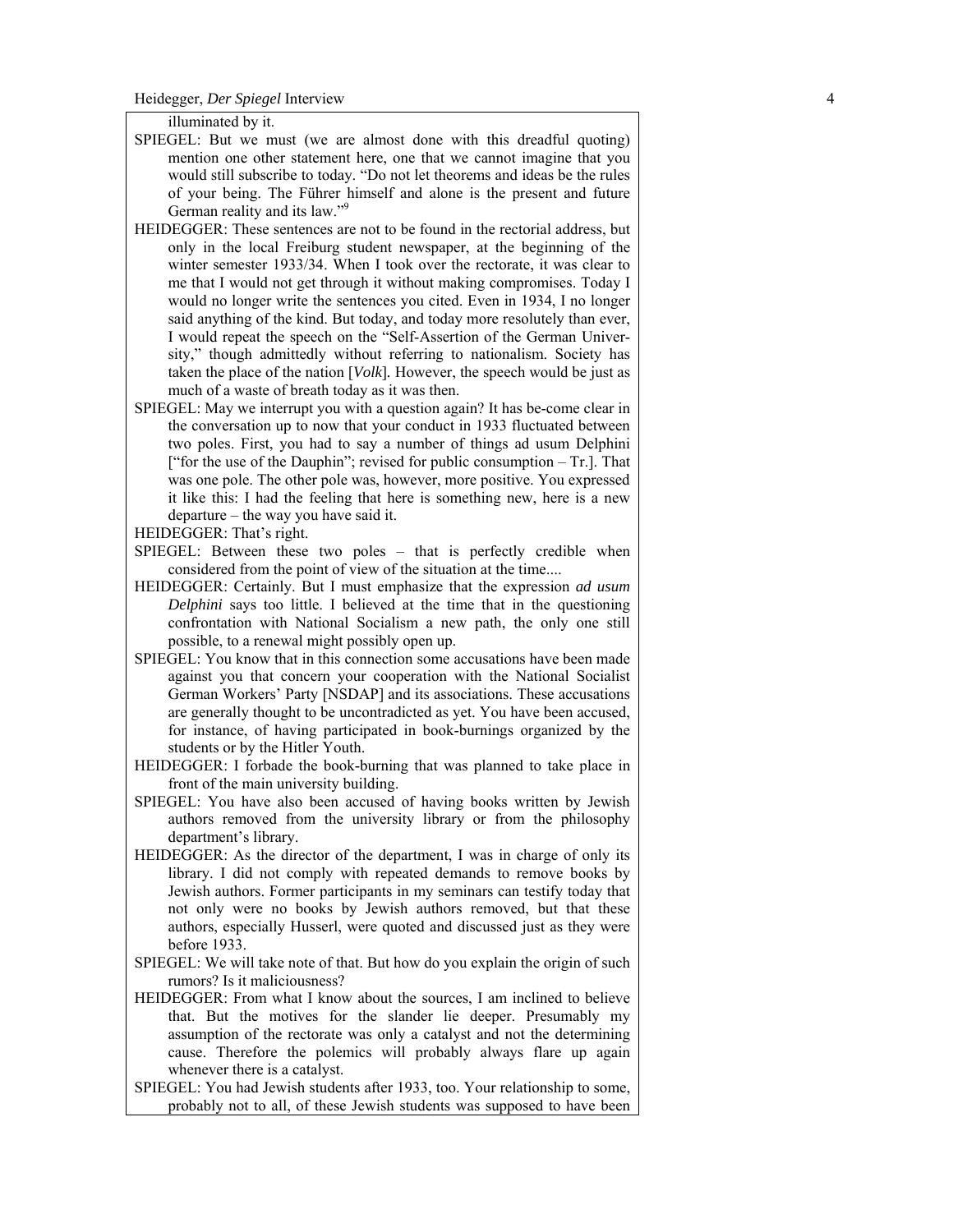illuminated by it.

SPIEGEL: But we must (we are almost done with this dreadful quoting) mention one other statement here, one that we cannot imagine that you would still subscribe to today. "Do not let theorems and ideas be the rules of your being. The Führer himself and alone is the present and future German reality and its law."[9]

HEIDEGGER: These sentences are not to be found in the rectorial address, but only in the local Freiburg student newspaper, at the beginning of the winter semester 1933/34. When I took over the rectorate, it was clear to me that I would not get through it without making compromises. Today I would no longer write the sentences you cited. Even in 1934, I no longer said anything of the kind. But today, and today more resolutely than ever, I would repeat the speech on the "Self-Assertion of the German University," though admittedly without referring to nationalism. Society has taken the place of the nation [*Volk*]. However, the speech would be just as much of a waste of breath today as it was then.

SPIEGEL: May we interrupt you with a question again? It has be-come clear in the conversation up to now that your conduct in 1933 fluctuated between two poles. First, you had to say a number of things ad usum Delphini ["for the use of the Dauphin"; revised for public consumption – Tr.]. That was one pole. The other pole was, however, more positive. You expressed it like this: I had the feeling that here is something new, here is a new departure – the way you have said it.

HEIDEGGER: That's right.

SPIEGEL: Between these two poles – that is perfectly credible when considered from the point of view of the situation at the time....

HEIDEGGER: Certainly. But I must emphasize that the expression *ad usum Delphini* says too little. I believed at the time that in the questioning confrontation with National Socialism a new path, the only one still possible, to a renewal might possibly open up.

SPIEGEL: You know that in this connection some accusations have been made against you that concern your cooperation with the National Socialist German Workers' Party [NSDAP] and its associations. These accusations are generally thought to be uncontradicted as yet. You have been accused, for instance, of having participated in book-burnings organized by the students or by the Hitler Youth.

HEIDEGGER: I forbade the book-burning that was planned to take place in front of the main university building.

SPIEGEL: You have also been accused of having books written by Jewish authors removed from the university library or from the philosophy department's library.

HEIDEGGER: As the director of the department, I was in charge of only its library. I did not comply with repeated demands to remove books by Jewish authors. Former participants in my seminars can testify today that not only were no books by Jewish authors removed, but that these authors, especially Husserl, were quoted and discussed just as they were before 1933.

SPIEGEL: We will take note of that. But how do you explain the origin of such rumors? Is it maliciousness?

HEIDEGGER: From what I know about the sources, I am inclined to believe that. But the motives for the slander lie deeper. Presumably my assumption of the rectorate was only a catalyst and not the determining cause. Therefore the polemics will probably always flare up again whenever there is a catalyst.

SPIEGEL: You had Jewish students after 1933, too. Your relationship to some, probably not to all, of these Jewish students was supposed to have been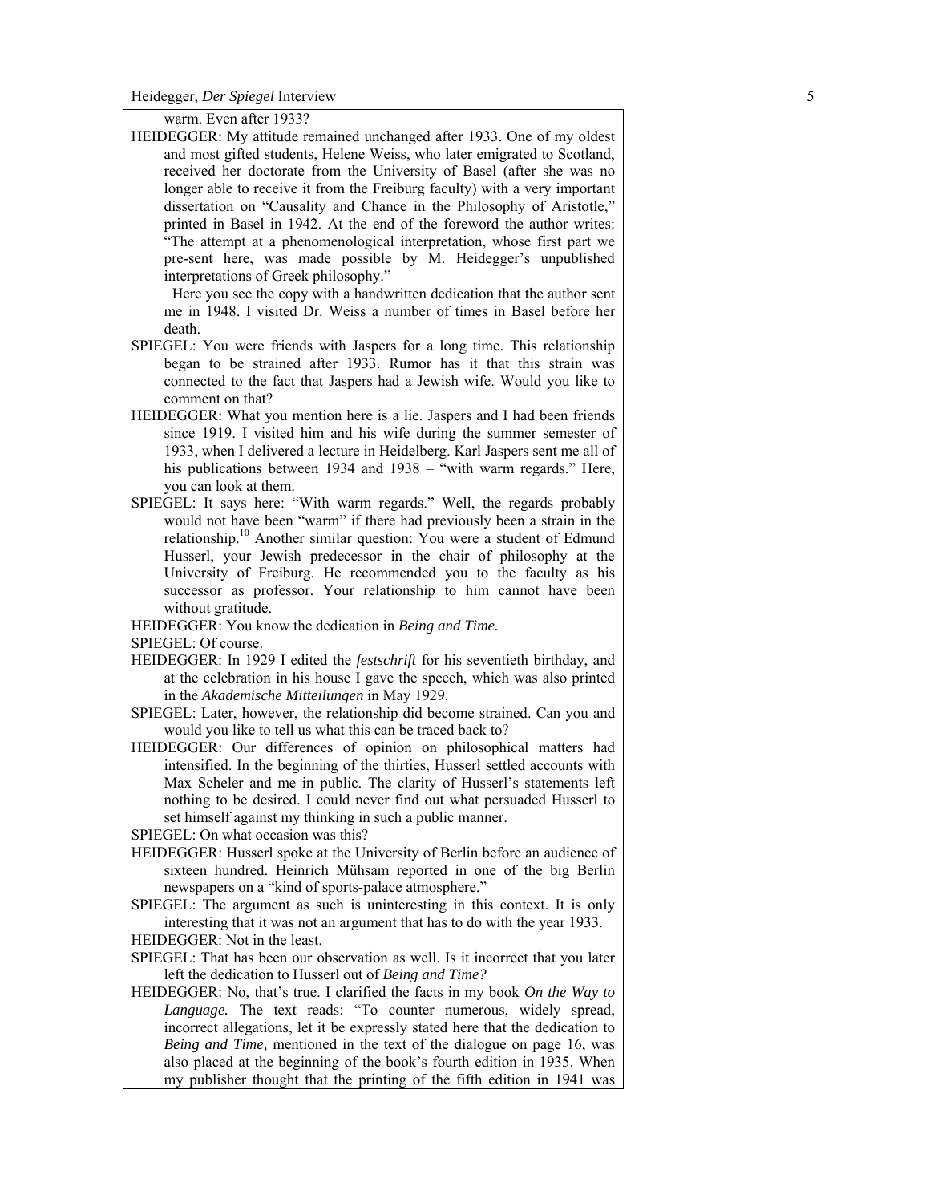warm. Even after 1933?

HEIDEGGER: My attitude remained unchanged after 1933. One of my oldest and most gifted students, Helene Weiss, who later emigrated to Scotland, received her doctorate from the University of Basel (after she was no longer able to receive it from the Freiburg faculty) with a very important dissertation on "Causality and Chance in the Philosophy of Aristotle," printed in Basel in 1942. At the end of the foreword the author writes: "The attempt at a phenomenological interpretation, whose first part we pre-sent here, was made possible by M. Heidegger's unpublished interpretations of Greek philosophy."

Here you see the copy with a handwritten dedication that the author sent me in 1948. I visited Dr. Weiss a number of times in Basel before her death.

SPIEGEL: You were friends with Jaspers for a long time. This relationship began to be strained after 1933. Rumor has it that this strain was connected to the fact that Jaspers had a Jewish wife. Would you like to comment on that?

HEIDEGGER: What you mention here is a lie. Jaspers and I had been friends since 1919. I visited him and his wife during the summer semester of 1933, when I delivered a lecture in Heidelberg. Karl Jaspers sent me all of his publications between 1934 and 1938 – "with warm regards." Here, you can look at them.

SPIEGEL: It says here: "With warm regards." Well, the regards probably would not have been "warm" if there had previously been a strain in the relationship.[10] Another similar question: You were a student of Edmund Husserl, your Jewish predecessor in the chair of philosophy at the University of Freiburg. He recommended you to the faculty as his successor as professor. Your relationship to him cannot have been without gratitude.

HEIDEGGER: You know the dedication in *Being and Time.*

SPIEGEL: Of course.

HEIDEGGER: In 1929 I edited the *festschrift* for his seventieth birthday, and at the celebration in his house I gave the speech, which was also printed in the *Akademische Mitteilungen* in May 1929.

SPIEGEL: Later, however, the relationship did become strained. Can you and would you like to tell us what this can be traced back to?

HEIDEGGER: Our differences of opinion on philosophical matters had intensified. In the beginning of the thirties, Husserl settled accounts with Max Scheler and me in public. The clarity of Husserl's statements left nothing to be desired. I could never find out what persuaded Husserl to set himself against my thinking in such a public manner.

SPIEGEL: On what occasion was this?

HEIDEGGER: Husserl spoke at the University of Berlin before an audience of sixteen hundred. Heinrich Mühsam reported in one of the big Berlin newspapers on a "kind of sports-palace atmosphere."

SPIEGEL: The argument as such is uninteresting in this context. It is only interesting that it was not an argument that has to do with the year 1933.

HEIDEGGER: Not in the least.

SPIEGEL: That has been our observation as well. Is it incorrect that you later left the dedication to Husserl out of *Being and Time?*

HEIDEGGER: No, that's true. I clarified the facts in my book *On the Way to Language.* The text reads: "To counter numerous, widely spread, incorrect allegations, let it be expressly stated here that the dedication to *Being and Time,* mentioned in the text of the dialogue on page 16, was also placed at the beginning of the book's fourth edition in 1935. When my publisher thought that the printing of the fifth edition in 1941 was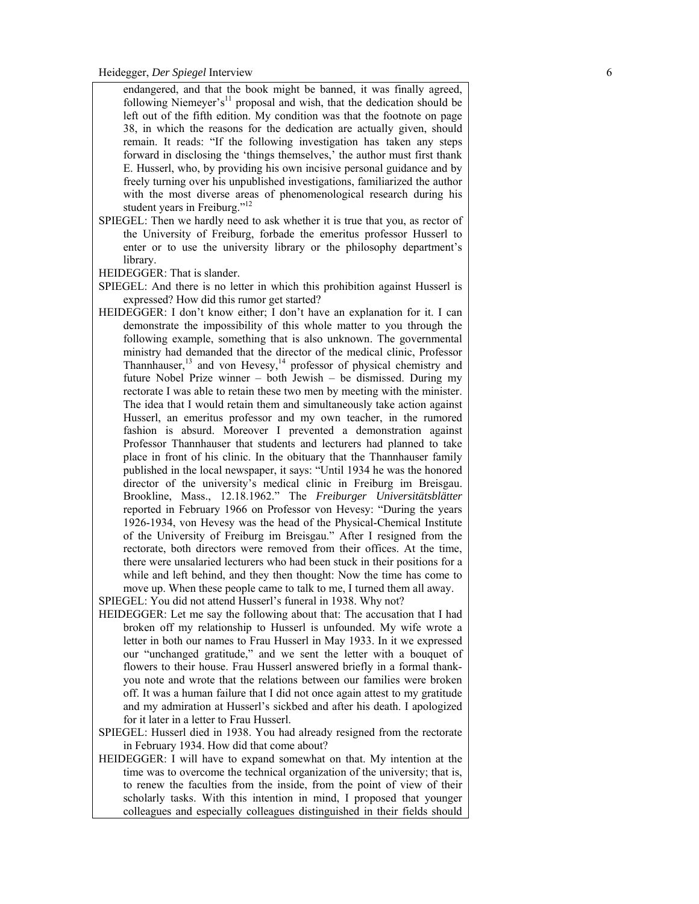endangered, and that the book might be banned, it was finally agreed, following Niemeyer's[11] proposal and wish, that the dedication should be left out of the fifth edition. My condition was that the footnote on page 38, in which the reasons for the dedication are actually given, should remain. It reads: "If the following investigation has taken any steps forward in disclosing the 'things themselves,' the author must first thank E. Husserl, who, by providing his own incisive personal guidance and by freely turning over his unpublished investigations, familiarized the author with the most diverse areas of phenomenological research during his student years in Freiburg."[12]

SPIEGEL: Then we hardly need to ask whether it is true that you, as rector of the University of Freiburg, forbade the emeritus professor Husserl to enter or to use the university library or the philosophy department's library.

HEIDEGGER: That is slander.

SPIEGEL: And there is no letter in which this prohibition against Husserl is expressed? How did this rumor get started?

HEIDEGGER: I don't know either; I don't have an explanation for it. I can demonstrate the impossibility of this whole matter to you through the following example, something that is also unknown. The governmental ministry had demanded that the director of the medical clinic, Professor Thannhauser,[13] and von Hevesy,[14] professor of physical chemistry and future Nobel Prize winner – both Jewish – be dismissed. During my rectorate I was able to retain these two men by meeting with the minister. The idea that I would retain them and simultaneously take action against Husserl, an emeritus professor and my own teacher, in the rumored fashion is absurd. Moreover I prevented a demonstration against Professor Thannhauser that students and lecturers had planned to take place in front of his clinic. In the obituary that the Thannhauser family published in the local newspaper, it says: "Until 1934 he was the honored director of the university's medical clinic in Freiburg im Breisgau. Brookline, Mass., 12.18.1962." The *Freiburger Universitätsblätter* reported in February 1966 on Professor von Hevesy: "During the years 1926-1934, von Hevesy was the head of the Physical-Chemical Institute of the University of Freiburg im Breisgau." After I resigned from the rectorate, both directors were removed from their offices. At the time, there were unsalaried lecturers who had been stuck in their positions for a while and left behind, and they then thought: Now the time has come to move up. When these people came to talk to me, I turned them all away.

SPIEGEL: You did not attend Husserl's funeral in 1938. Why not?

HEIDEGGER: Let me say the following about that: The accusation that I had broken off my relationship to Husserl is unfounded. My wife wrote a letter in both our names to Frau Husserl in May 1933. In it we expressed our "unchanged gratitude," and we sent the letter with a bouquet of flowers to their house. Frau Husserl answered briefly in a formal thank-you note and wrote that the relations between our families were broken off. It was a human failure that I did not once again attest to my gratitude and my admiration at Husserl's sickbed and after his death. I apologized for it later in a letter to Frau Husserl.

SPIEGEL: Husserl died in 1938. You had already resigned from the rectorate in February 1934. How did that come about?

HEIDEGGER: I will have to expand somewhat on that. My intention at the time was to overcome the technical organization of the university; that is, to renew the faculties from the inside, from the point of view of their scholarly tasks. With this intention in mind, I proposed that younger colleagues and especially colleagues distinguished in their fields should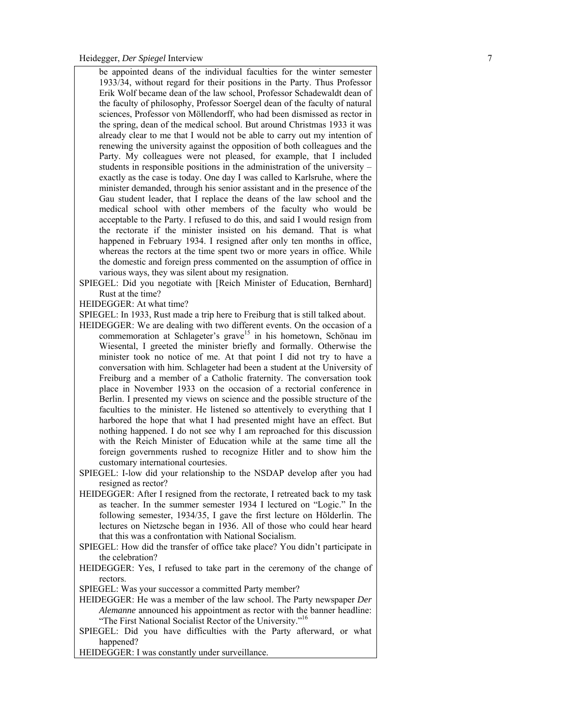be appointed deans of the individual faculties for the winter semester 1933/34, without regard for their positions in the Party. Thus Professor Erik Wolf became dean of the law school, Professor Schadewaldt dean of the faculty of philosophy, Professor Soergel dean of the faculty of natural sciences, Professor von Möllendorff, who had been dismissed as rector in the spring, dean of the medical school. But around Christmas 1933 it was already clear to me that I would not be able to carry out my intention of renewing the university against the opposition of both colleagues and the Party. My colleagues were not pleased, for example, that I included students in responsible positions in the administration of the university – exactly as the case is today. One day I was called to Karlsruhe, where the minister demanded, through his senior assistant and in the presence of the Gau student leader, that I replace the deans of the law school and the medical school with other members of the faculty who would be acceptable to the Party. I refused to do this, and said I would resign from the rectorate if the minister insisted on his demand. That is what happened in February 1934. I resigned after only ten months in office, whereas the rectors at the time spent two or more years in office. While the domestic and foreign press commented on the assumption of office in various ways, they was silent about my resignation.

SPIEGEL: Did you negotiate with [Reich Minister of Education, Bernhard] Rust at the time?

HEIDEGGER: At what time?

SPIEGEL: In 1933, Rust made a trip here to Freiburg that is still talked about.

HEIDEGGER: We are dealing with two different events. On the occasion of a commemoration at Schlageter's grave[15] in his hometown, Schönau im Wiesental, I greeted the minister briefly and formally. Otherwise the minister took no notice of me. At that point I did not try to have a conversation with him. Schlageter had been a student at the University of Freiburg and a member of a Catholic fraternity. The conversation took place in November 1933 on the occasion of a rectorial conference in Berlin. I presented my views on science and the possible structure of the faculties to the minister. He listened so attentively to everything that I harbored the hope that what I had presented might have an effect. But nothing happened. I do not see why I am reproached for this discussion with the Reich Minister of Education while at the same time all the foreign governments rushed to recognize Hitler and to show him the customary international courtesies.

SPIEGEL: I-low did your relationship to the NSDAP develop after you had resigned as rector?

HEIDEGGER: After I resigned from the rectorate, I retreated back to my task as teacher. In the summer semester 1934 I lectured on "Logic." In the following semester, 1934/35, I gave the first lecture on Hölderlin. The lectures on Nietzsche began in 1936. All of those who could hear heard that this was a confrontation with National Socialism.

SPIEGEL: How did the transfer of office take place? You didn't participate in the celebration?

HEIDEGGER: Yes, I refused to take part in the ceremony of the change of rectors.

SPIEGEL: Was your successor a committed Party member?

HEIDEGGER: He was a member of the law school. The Party newspaper *Der Alemanne* announced his appointment as rector with the banner headline: "The First National Socialist Rector of the University."[16]

SPIEGEL: Did you have difficulties with the Party afterward, or what happened?

HEIDEGGER: I was constantly under surveillance.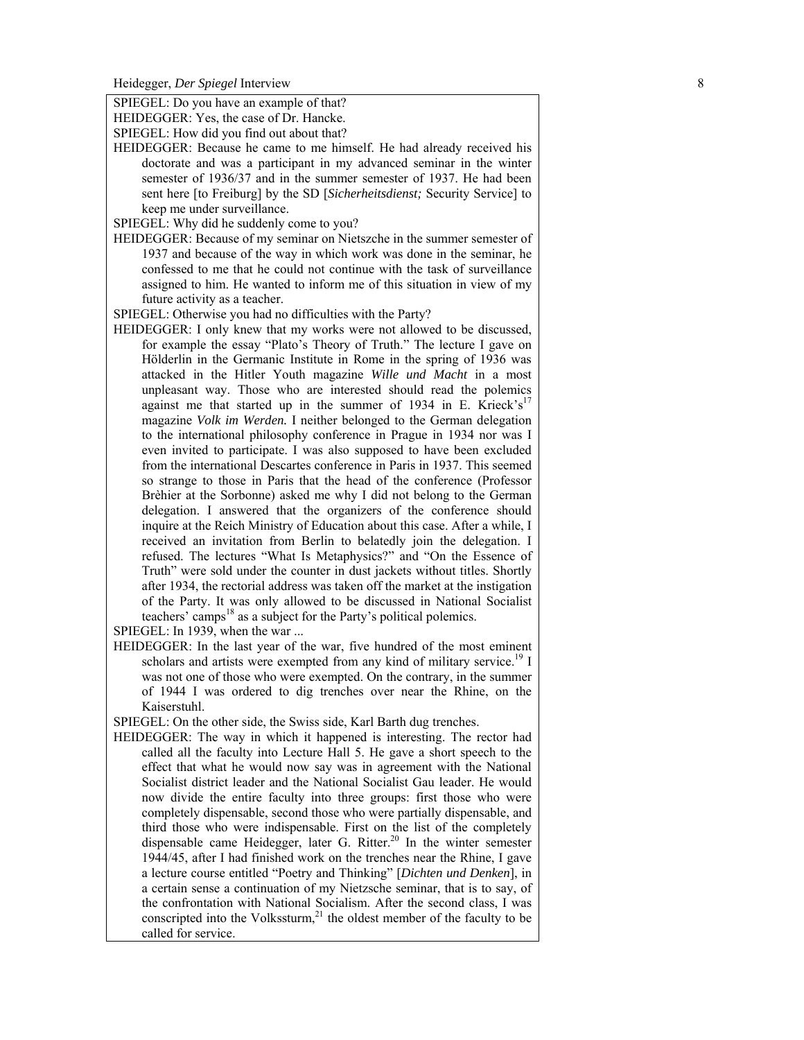SPIEGEL: Do you have an example of that?

HEIDEGGER: Yes, the case of Dr. Hancke.

SPIEGEL: How did you find out about that?

HEIDEGGER: Because he came to me himself. He had already received his doctorate and was a participant in my advanced seminar in the winter semester of 1936/37 and in the summer semester of 1937. He had been sent here [to Freiburg] by the SD [*Sicherheitsdienst;* Security Service] to keep me under surveillance.

SPIEGEL: Why did he suddenly come to you?

HEIDEGGER: Because of my seminar on Nietszche in the summer semester of 1937 and because of the way in which work was done in the seminar, he confessed to me that he could not continue with the task of surveillance assigned to him. He wanted to inform me of this situation in view of my future activity as a teacher.

SPIEGEL: Otherwise you had no difficulties with the Party?

HEIDEGGER: I only knew that my works were not allowed to be discussed, for example the essay "Plato's Theory of Truth." The lecture I gave on Hölderlin in the Germanic Institute in Rome in the spring of 1936 was attacked in the Hitler Youth magazine ***Wille und Macht*** in a most unpleasant way. Those who are interested should read the polemics against me that started up in the summer of 1934 in E. Krieck's[17] magazine ***Volk im Werden.*** I neither belonged to the German delegation to the international philosophy conference in Prague in 1934 nor was I even invited to participate. I was also supposed to have been excluded from the international Descartes conference in Paris in 1937. This seemed so strange to those in Paris that the head of the conference (Professor Brèhier at the Sorbonne) asked me why I did not belong to the German delegation. I answered that the organizers of the conference should inquire at the Reich Ministry of Education about this case. After a while, I received an invitation from Berlin to belatedly join the delegation. I refused. The lectures "What Is Metaphysics?" and "On the Essence of Truth" were sold under the counter in dust jackets without titles. Shortly after 1934, the rectorial address was taken off the market at the instigation of the Party. It was only allowed to be discussed in National Socialist teachers' camps[18] as a subject for the Party's political polemics.

SPIEGEL: In 1939, when the war ...

HEIDEGGER: In the last year of the war, five hundred of the most eminent scholars and artists were exempted from any kind of military service.[19] I was not one of those who were exempted. On the contrary, in the summer of 1944 I was ordered to dig trenches over near the Rhine, on the Kaiserstuhl.

SPIEGEL: On the other side, the Swiss side, Karl Barth dug trenches.

HEIDEGGER: The way in which it happened is interesting. The rector had called all the faculty into Lecture Hall 5. He gave a short speech to the effect that what he would now say was in agreement with the National Socialist district leader and the National Socialist Gau leader. He would now divide the entire faculty into three groups: first those who were completely dispensable, second those who were partially dispensable, and third those who were indispensable. First on the list of the completely dispensable came Heidegger, later G. Ritter.[20] In the winter semester 1944/45, after I had finished work on the trenches near the Rhine, I gave a lecture course entitled "Poetry and Thinking" [*Dichten und Denken*], in a certain sense a continuation of my Nietzsche seminar, that is to say, of the confrontation with National Socialism. After the second class, I was conscripted into the Volkssturm,[21] the oldest member of the faculty to be called for service.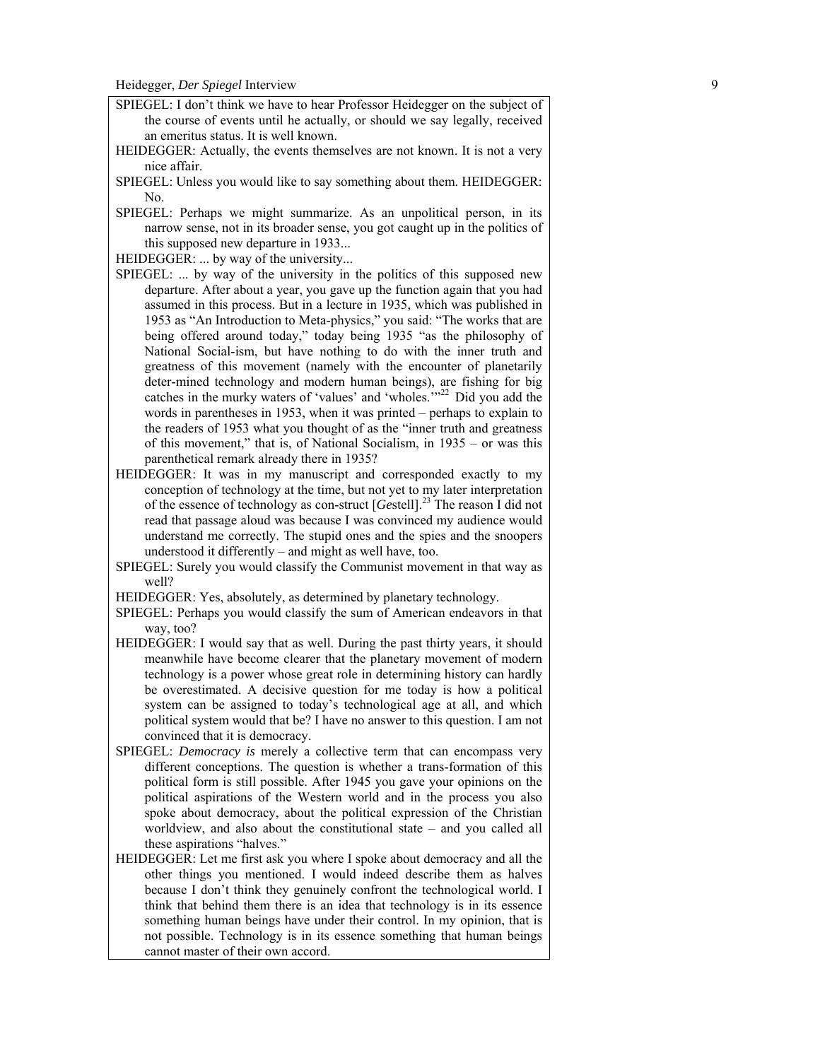SPIEGEL: I don't think we have to hear Professor Heidegger on the subject of the course of events until he actually, or should we say legally, received an emeritus status. It is well known.

HEIDEGGER: Actually, the events themselves are not known. It is not a very nice affair.

SPIEGEL: Unless you would like to say something about them. HEIDEGGER: No.

SPIEGEL: Perhaps we might summarize. As an unpolitical person, in its narrow sense, not in its broader sense, you got caught up in the politics of this supposed new departure in 1933...

HEIDEGGER: ... by way of the university...

SPIEGEL: ... by way of the university in the politics of this supposed new departure. After about a year, you gave up the function again that you had assumed in this process. But in a lecture in 1935, which was published in 1953 as "An Introduction to Meta-physics," you said: "The works that are being offered around today," today being 1935 "as the philosophy of National Social-ism, but have nothing to do with the inner truth and greatness of this movement (namely with the encounter of planetarily deter-mined technology and modern human beings), are fishing for big catches in the murky waters of 'values' and 'wholes.'"[22] Did you add the words in parentheses in 1953, when it was printed – perhaps to explain to the readers of 1953 what you thought of as the "inner truth and greatness of this movement," that is, of National Socialism, in 1935 – or was this parenthetical remark already there in 1935?

HEIDEGGER: It was in my manuscript and corresponded exactly to my conception of technology at the time, but not yet to my later interpretation of the essence of technology as con-struct [*Ge*stell].[23] The reason I did not read that passage aloud was because I was convinced my audience would understand me correctly. The stupid ones and the spies and the snoopers understood it differently – and might as well have, too.

SPIEGEL: Surely you would classify the Communist movement in that way as well?

HEIDEGGER: Yes, absolutely, as determined by planetary technology.

SPIEGEL: Perhaps you would classify the sum of American endeavors in that way, too?

HEIDEGGER: I would say that as well. During the past thirty years, it should meanwhile have become clearer that the planetary movement of modern technology is a power whose great role in determining history can hardly be overestimated. A decisive question for me today is how a political system can be assigned to today's technological age at all, and which political system would that be? I have no answer to this question. I am not convinced that it is democracy.

SPIEGEL: *Democracy is* merely a collective term that can encompass very different conceptions. The question is whether a trans-formation of this political form is still possible. After 1945 you gave your opinions on the political aspirations of the Western world and in the process you also spoke about democracy, about the political expression of the Christian worldview, and also about the constitutional state – and you called all these aspirations "halves."

HEIDEGGER: Let me first ask you where I spoke about democracy and all the other things you mentioned. I would indeed describe them as halves because I don't think they genuinely confront the technological world. I think that behind them there is an idea that technology is in its essence something human beings have under their control. In my opinion, that is not possible. Technology is in its essence something that human beings cannot master of their own accord.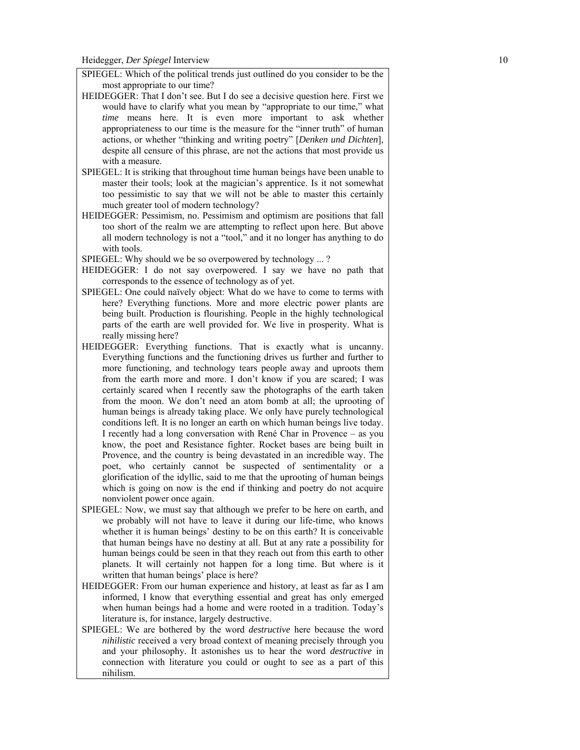SPIEGEL: Which of the political trends just outlined do you consider to be the most appropriate to our time?

HEIDEGGER: That I don't see. But I do see a decisive question here. First we would have to clarify what you mean by "appropriate to our time," what *time* means here. It is even more important to ask whether appropriateness to our time is the measure for the "inner truth" of human actions, or whether "thinking and writing poetry" [*Denken und Dichten*], despite all censure of this phrase, are not the actions that most provide us with a measure.

SPIEGEL: It is striking that throughout time human beings have been unable to master their tools; look at the magician's apprentice. Is it not somewhat too pessimistic to say that we will not be able to master this certainly much greater tool of modern technology?

HEIDEGGER: Pessimism, no. Pessimism and optimism are positions that fall too short of the realm we are attempting to reflect upon here. But above all modern technology is not a "tool," and it no longer has anything to do with tools.

SPIEGEL: Why should we be so overpowered by technology ... ?

HEIDEGGER: I do not say overpowered. I say we have no path that corresponds to the essence of technology as of yet.

SPIEGEL: One could naïvely object: What do we have to come to terms with here? Everything functions. More and more electric power plants are being built. Production is flourishing. People in the highly technological parts of the earth are well provided for. We live in prosperity. What is really missing here?

HEIDEGGER: Everything functions. That is exactly what is uncanny. Everything functions and the functioning drives us further and further to more functioning, and technology tears people away and uproots them from the earth more and more. I don't know if you are scared; I was certainly scared when I recently saw the photographs of the earth taken from the moon. We don't need an atom bomb at all; the uprooting of human beings is already taking place. We only have purely technological conditions left. It is no longer an earth on which human beings live today. I recently had a long conversation with René Char in Provence – as you know, the poet and Resistance fighter. Rocket bases are being built in Provence, and the country is being devastated in an incredible way. The poet, who certainly cannot be suspected of sentimentality or a glorification of the idyllic, said to me that the uprooting of human beings which is going on now is the end if thinking and poetry do not acquire nonviolent power once again.

SPIEGEL: Now, we must say that although we prefer to be here on earth, and we probably will not have to leave it during our life-time, who knows whether it is human beings' destiny to be on this earth? It is conceivable that human beings have no destiny at all. But at any rate a possibility for human beings could be seen in that they reach out from this earth to other planets. It will certainly not happen for a long time. But where is it written that human beings' place is here?

HEIDEGGER: From our human experience and history, at least as far as I am informed, I know that everything essential and great has only emerged when human beings had a home and were rooted in a tradition. Today's literature is, for instance, largely destructive.

SPIEGEL: We are bothered by the word *destructive* here because the word *nihilistic* received a very broad context of meaning precisely through you and your philosophy. It astonishes us to hear the word *destructive* in connection with literature you could or ought to see as a part of this nihilism.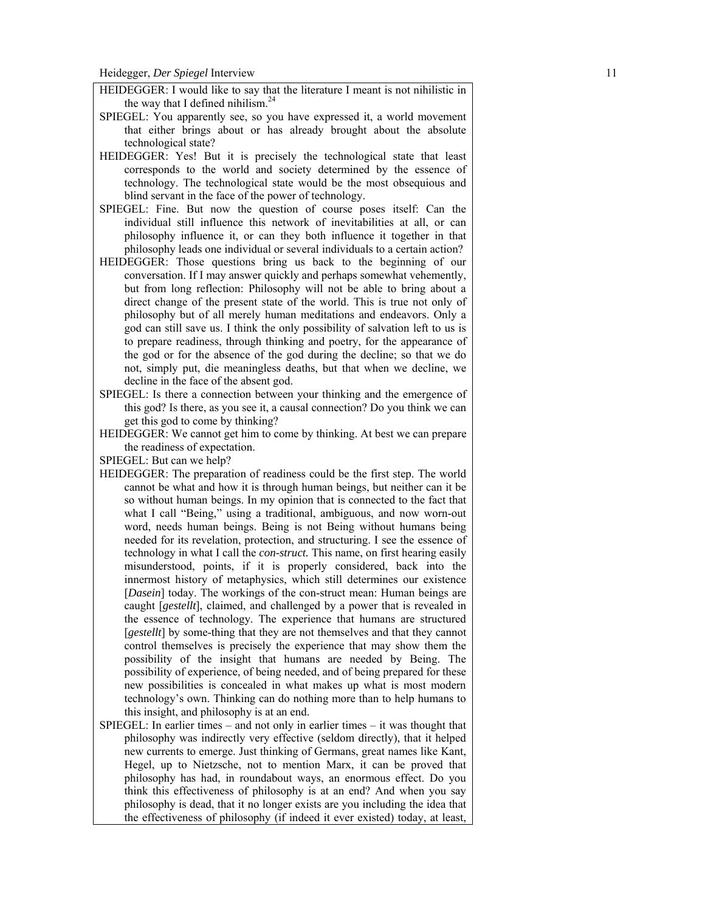HEIDEGGER: I would like to say that the literature I meant is not nihilistic in the way that I defined nihilism.[24]

SPIEGEL: You apparently see, so you have expressed it, a world movement that either brings about or has already brought about the absolute technological state?

HEIDEGGER: Yes! But it is precisely the technological state that least corresponds to the world and society determined by the essence of technology. The technological state would be the most obsequious and blind servant in the face of the power of technology.

SPIEGEL: Fine. But now the question of course poses itself: Can the individual still influence this network of inevitabilities at all, or can philosophy influence it, or can they both influence it together in that philosophy leads one individual or several individuals to a certain action?

HEIDEGGER: Those questions bring us back to the beginning of our conversation. If I may answer quickly and perhaps somewhat vehemently, but from long reflection: Philosophy will not be able to bring about a direct change of the present state of the world. This is true not only of philosophy but of all merely human meditations and endeavors. Only a god can still save us. I think the only possibility of salvation left to us is to prepare readiness, through thinking and poetry, for the appearance of the god or for the absence of the god during the decline; so that we do not, simply put, die meaningless deaths, but that when we decline, we decline in the face of the absent god.

SPIEGEL: Is there a connection between your thinking and the emergence of this god? Is there, as you see it, a causal connection? Do you think we can get this god to come by thinking?

HEIDEGGER: We cannot get him to come by thinking. At best we can prepare the readiness of expectation.

SPIEGEL: But can we help?

HEIDEGGER: The preparation of readiness could be the first step. The world cannot be what and how it is through human beings, but neither can it be so without human beings. In my opinion that is connected to the fact that what I call "Being," using a traditional, ambiguous, and now worn-out word, needs human beings. Being is not Being without humans being needed for its revelation, protection, and structuring. I see the essence of technology in what I call the *con-struct.* This name, on first hearing easily misunderstood, points, if it is properly considered, back into the innermost history of metaphysics, which still determines our existence [*Dasein*] today. The workings of the con-struct mean: Human beings are caught [*gestellt*], claimed, and challenged by a power that is revealed in the essence of technology. The experience that humans are structured [*gestellt*] by some-thing that they are not themselves and that they cannot control themselves is precisely the experience that may show them the possibility of the insight that humans are needed by Being. The possibility of experience, of being needed, and of being prepared for these new possibilities is concealed in what makes up what is most modern technology's own. Thinking can do nothing more than to help humans to this insight, and philosophy is at an end.

SPIEGEL: In earlier times – and not only in earlier times – it was thought that philosophy was indirectly very effective (seldom directly), that it helped new currents to emerge. Just thinking of Germans, great names like Kant, Hegel, up to Nietzsche, not to mention Marx, it can be proved that philosophy has had, in roundabout ways, an enormous effect. Do you think this effectiveness of philosophy is at an end? And when you say philosophy is dead, that it no longer exists are you including the idea that the effectiveness of philosophy (if indeed it ever existed) today, at least,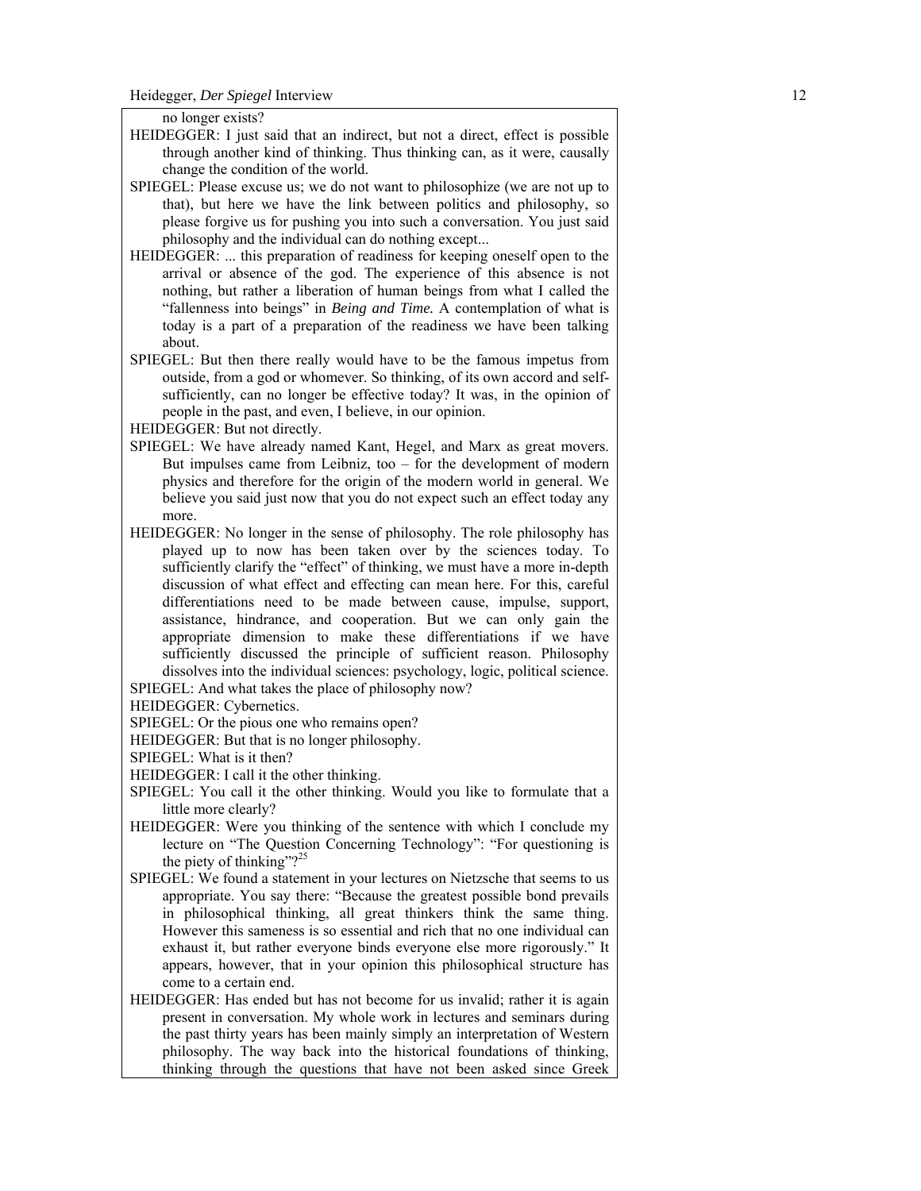no longer exists?

HEIDEGGER: I just said that an indirect, but not a direct, effect is possible through another kind of thinking. Thus thinking can, as it were, causally change the condition of the world.

SPIEGEL: Please excuse us; we do not want to philosophize (we are not up to that), but here we have the link between politics and philosophy, so please forgive us for pushing you into such a conversation. You just said philosophy and the individual can do nothing except...

HEIDEGGER: ... this preparation of readiness for keeping oneself open to the arrival or absence of the god. The experience of this absence is not nothing, but rather a liberation of human beings from what I called the "fallenness into beings" in *Being and Time.* A contemplation of what is today is a part of a preparation of the readiness we have been talking about.

SPIEGEL: But then there really would have to be the famous impetus from outside, from a god or whomever. So thinking, of its own accord and self-sufficiently, can no longer be effective today? It was, in the opinion of people in the past, and even, I believe, in our opinion.

HEIDEGGER: But not directly.

SPIEGEL: We have already named Kant, Hegel, and Marx as great movers. But impulses came from Leibniz, too – for the development of modern physics and therefore for the origin of the modern world in general. We believe you said just now that you do not expect such an effect today any more.

HEIDEGGER: No longer in the sense of philosophy. The role philosophy has played up to now has been taken over by the sciences today. To sufficiently clarify the "effect" of thinking, we must have a more in-depth discussion of what effect and effecting can mean here. For this, careful differentiations need to be made between cause, impulse, support, assistance, hindrance, and cooperation. But we can only gain the appropriate dimension to make these differentiations if we have sufficiently discussed the principle of sufficient reason. Philosophy dissolves into the individual sciences: psychology, logic, political science.

SPIEGEL: And what takes the place of philosophy now?

HEIDEGGER: Cybernetics.

SPIEGEL: Or the pious one who remains open?

HEIDEGGER: But that is no longer philosophy.

SPIEGEL: What is it then?

HEIDEGGER: I call it the other thinking.

SPIEGEL: You call it the other thinking. Would you like to formulate that a little more clearly?

HEIDEGGER: Were you thinking of the sentence with which I conclude my lecture on "The Question Concerning Technology": "For questioning is the piety of thinking"?[25]

SPIEGEL: We found a statement in your lectures on Nietzsche that seems to us appropriate. You say there: "Because the greatest possible bond prevails in philosophical thinking, all great thinkers think the same thing. However this sameness is so essential and rich that no one individual can exhaust it, but rather everyone binds everyone else more rigorously." It appears, however, that in your opinion this philosophical structure has come to a certain end.

HEIDEGGER: Has ended but has not become for us invalid; rather it is again present in conversation. My whole work in lectures and seminars during the past thirty years has been mainly simply an interpretation of Western philosophy. The way back into the historical foundations of thinking, thinking through the questions that have not been asked since Greek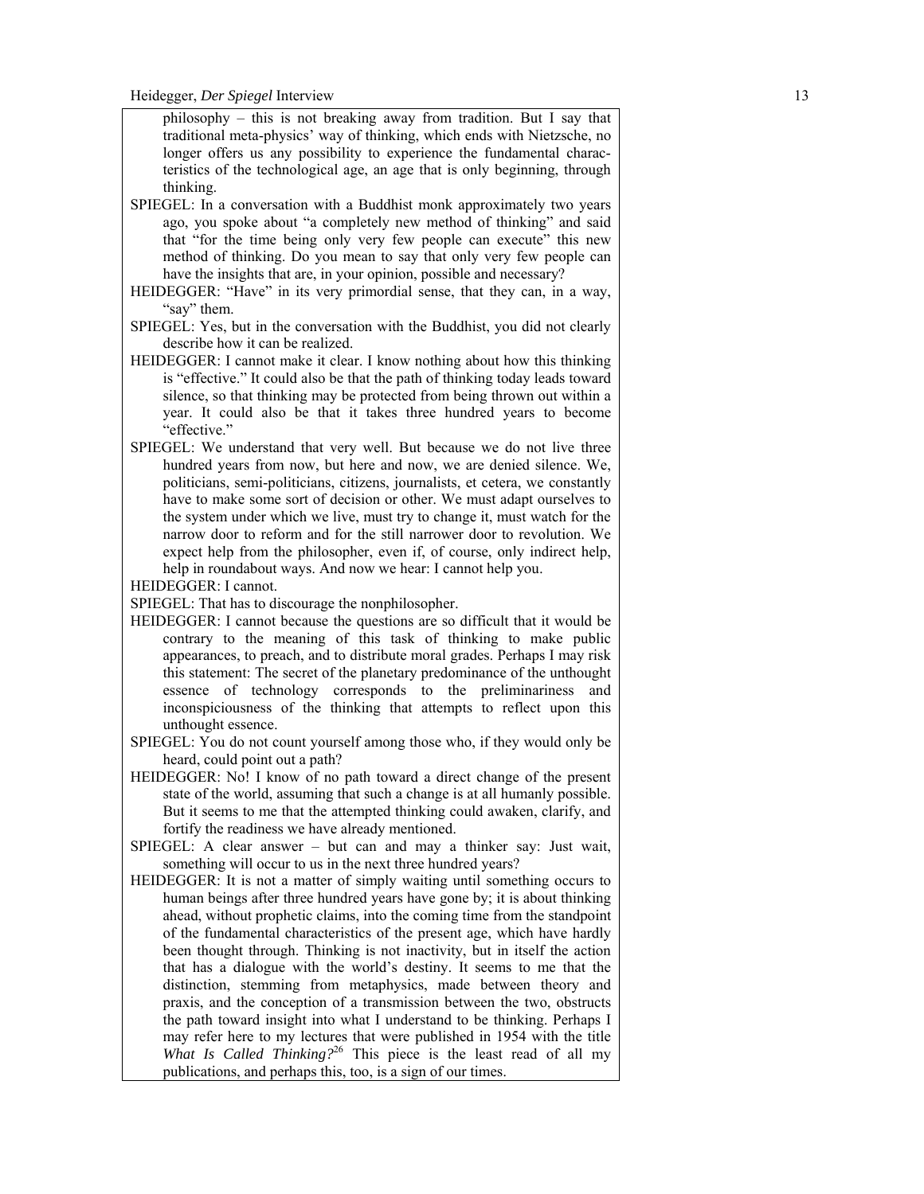philosophy – this is not breaking away from tradition. But I say that traditional meta-physics' way of thinking, which ends with Nietzsche, no longer offers us any possibility to experience the fundamental characteristics of the technological age, an age that is only beginning, through thinking.

SPIEGEL: In a conversation with a Buddhist monk approximately two years ago, you spoke about "a completely new method of thinking" and said that "for the time being only very few people can execute" this new method of thinking. Do you mean to say that only very few people can have the insights that are, in your opinion, possible and necessary?

HEIDEGGER: "Have" in its very primordial sense, that they can, in a way, "say" them.

SPIEGEL: Yes, but in the conversation with the Buddhist, you did not clearly describe how it can be realized.

HEIDEGGER: I cannot make it clear. I know nothing about how this thinking is "effective." It could also be that the path of thinking today leads toward silence, so that thinking may be protected from being thrown out within a year. It could also be that it takes three hundred years to become "effective."

SPIEGEL: We understand that very well. But because we do not live three hundred years from now, but here and now, we are denied silence. We, politicians, semi-politicians, citizens, journalists, et cetera, we constantly have to make some sort of decision or other. We must adapt ourselves to the system under which we live, must try to change it, must watch for the narrow door to reform and for the still narrower door to revolution. We expect help from the philosopher, even if, of course, only indirect help, help in roundabout ways. And now we hear: I cannot help you.

HEIDEGGER: I cannot.

SPIEGEL: That has to discourage the nonphilosopher.

HEIDEGGER: I cannot because the questions are so difficult that it would be contrary to the meaning of this task of thinking to make public appearances, to preach, and to distribute moral grades. Perhaps I may risk this statement: The secret of the planetary predominance of the unthought essence of technology corresponds to the preliminariness and inconspiciousness of the thinking that attempts to reflect upon this unthought essence.

SPIEGEL: You do not count yourself among those who, if they would only be heard, could point out a path?

HEIDEGGER: No! I know of no path toward a direct change of the present state of the world, assuming that such a change is at all humanly possible. But it seems to me that the attempted thinking could awaken, clarify, and fortify the readiness we have already mentioned.

SPIEGEL: A clear answer – but can and may a thinker say: Just wait, something will occur to us in the next three hundred years?

HEIDEGGER: It is not a matter of simply waiting until something occurs to human beings after three hundred years have gone by; it is about thinking ahead, without prophetic claims, into the coming time from the standpoint of the fundamental characteristics of the present age, which have hardly been thought through. Thinking is not inactivity, but in itself the action that has a dialogue with the world's destiny. It seems to me that the distinction, stemming from metaphysics, made between theory and praxis, and the conception of a transmission between the two, obstructs the path toward insight into what I understand to be thinking. Perhaps I may refer here to my lectures that were published in 1954 with the title *What Is Called Thinking?*[26] This piece is the least read of all my publications, and perhaps this, too, is a sign of our times.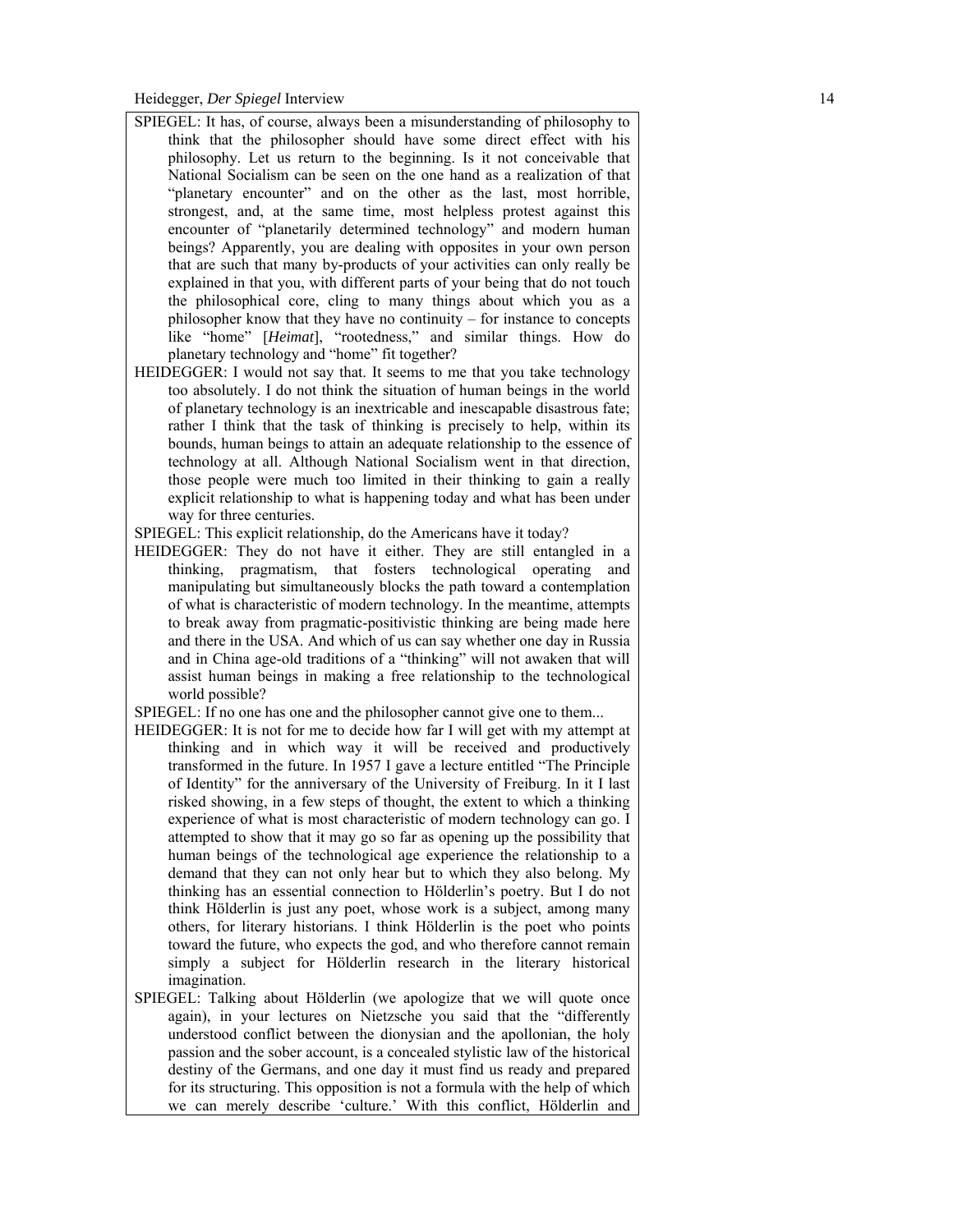SPIEGEL: It has, of course, always been a misunderstanding of philosophy to think that the philosopher should have some direct effect with his philosophy. Let us return to the beginning. Is it not conceivable that National Socialism can be seen on the one hand as a realization of that "planetary encounter" and on the other as the last, most horrible, strongest, and, at the same time, most helpless protest against this encounter of "planetarily determined technology" and modern human beings? Apparently, you are dealing with opposites in your own person that are such that many by-products of your activities can only really be explained in that you, with different parts of your being that do not touch the philosophical core, cling to many things about which you as a philosopher know that they have no continuity – for instance to concepts like "home" [*Heimat*], "rootedness," and similar things. How do planetary technology and "home" fit together?

HEIDEGGER: I would not say that. It seems to me that you take technology too absolutely. I do not think the situation of human beings in the world of planetary technology is an inextricable and inescapable disastrous fate; rather I think that the task of thinking is precisely to help, within its bounds, human beings to attain an adequate relationship to the essence of technology at all. Although National Socialism went in that direction, those people were much too limited in their thinking to gain a really explicit relationship to what is happening today and what has been under way for three centuries.

SPIEGEL: This explicit relationship, do the Americans have it today?

HEIDEGGER: They do not have it either. They are still entangled in a thinking, pragmatism, that fosters technological operating and manipulating but simultaneously blocks the path toward a contemplation of what is characteristic of modern technology. In the meantime, attempts to break away from pragmatic-positivistic thinking are being made here and there in the USA. And which of us can say whether one day in Russia and in China age-old traditions of a "thinking" will not awaken that will assist human beings in making a free relationship to the technological world possible?

SPIEGEL: If no one has one and the philosopher cannot give one to them...

HEIDEGGER: It is not for me to decide how far I will get with my attempt at thinking and in which way it will be received and productively transformed in the future. In 1957 I gave a lecture entitled "The Principle of Identity" for the anniversary of the University of Freiburg. In it I last risked showing, in a few steps of thought, the extent to which a thinking experience of what is most characteristic of modern technology can go. I attempted to show that it may go so far as opening up the possibility that human beings of the technological age experience the relationship to a demand that they can not only hear but to which they also belong. My thinking has an essential connection to Hölderlin's poetry. But I do not think Hölderlin is just any poet, whose work is a subject, among many others, for literary historians. I think Hölderlin is the poet who points toward the future, who expects the god, and who therefore cannot remain simply a subject for Hölderlin research in the literary historical imagination.

SPIEGEL: Talking about Hölderlin (we apologize that we will quote once again), in your lectures on Nietzsche you said that the "differently understood conflict between the dionysian and the apollonian, the holy passion and the sober account, is a concealed stylistic law of the historical destiny of the Germans, and one day it must find us ready and prepared for its structuring. This opposition is not a formula with the help of which we can merely describe 'culture.' With this conflict, Hölderlin and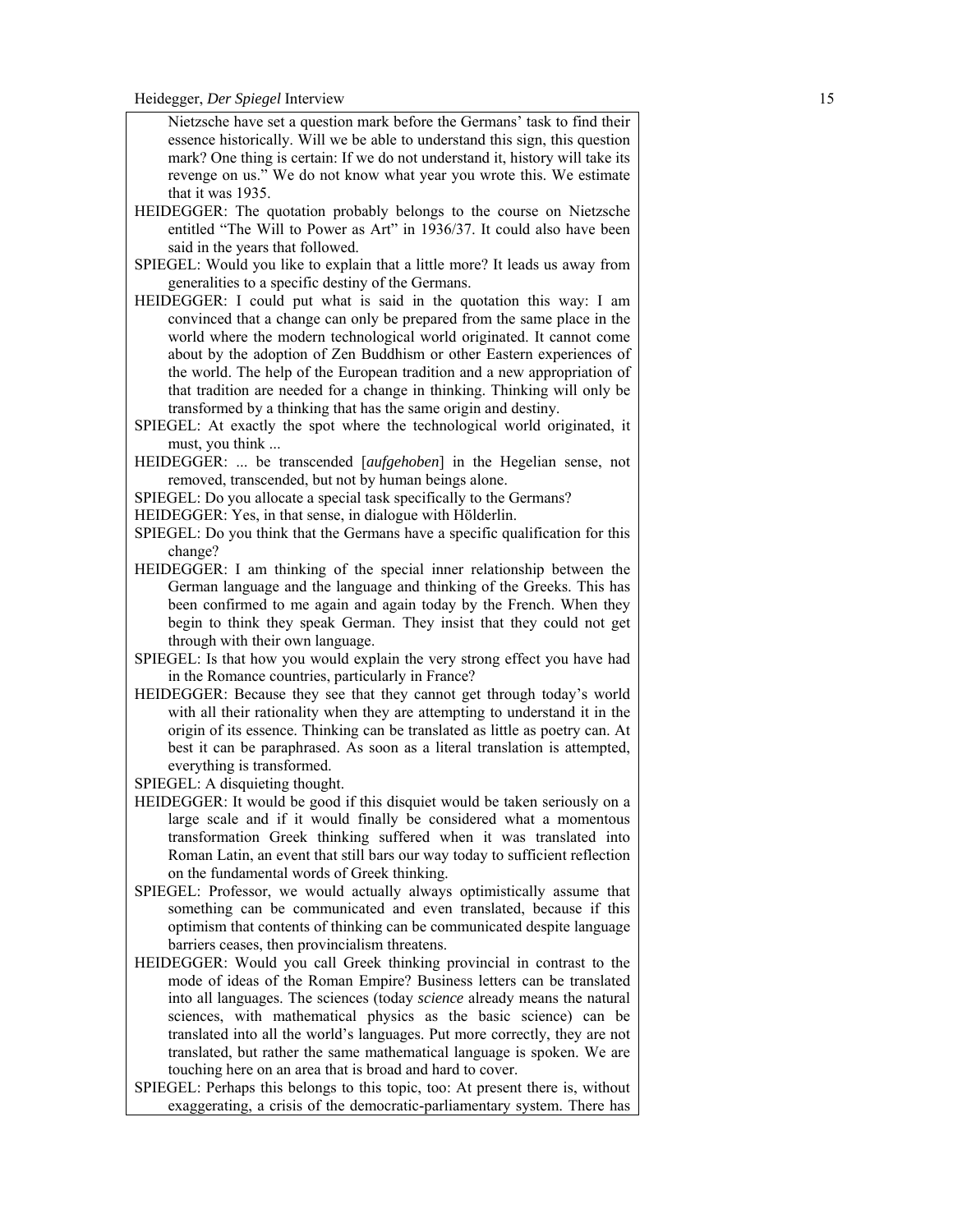Nietzsche have set a question mark before the Germans' task to find their essence historically. Will we be able to understand this sign, this question mark? One thing is certain: If we do not understand it, history will take its revenge on us." We do not know what year you wrote this. We estimate that it was 1935.

HEIDEGGER: The quotation probably belongs to the course on Nietzsche entitled "The Will to Power as Art" in 1936/37. It could also have been said in the years that followed.

SPIEGEL: Would you like to explain that a little more? It leads us away from generalities to a specific destiny of the Germans.

HEIDEGGER: I could put what is said in the quotation this way: I am convinced that a change can only be prepared from the same place in the world where the modern technological world originated. It cannot come about by the adoption of Zen Buddhism or other Eastern experiences of the world. The help of the European tradition and a new appropriation of that tradition are needed for a change in thinking. Thinking will only be transformed by a thinking that has the same origin and destiny.

SPIEGEL: At exactly the spot where the technological world originated, it must, you think ...

HEIDEGGER: ... be transcended [*aufgehoben*] in the Hegelian sense, not removed, transcended, but not by human beings alone.

SPIEGEL: Do you allocate a special task specifically to the Germans?

HEIDEGGER: Yes, in that sense, in dialogue with Hölderlin.

SPIEGEL: Do you think that the Germans have a specific qualification for this change?

HEIDEGGER: I am thinking of the special inner relationship between the German language and the language and thinking of the Greeks. This has been confirmed to me again and again today by the French. When they begin to think they speak German. They insist that they could not get through with their own language.

SPIEGEL: Is that how you would explain the very strong effect you have had in the Romance countries, particularly in France?

HEIDEGGER: Because they see that they cannot get through today's world with all their rationality when they are attempting to understand it in the origin of its essence. Thinking can be translated as little as poetry can. At best it can be paraphrased. As soon as a literal translation is attempted, everything is transformed.

SPIEGEL: A disquieting thought.

HEIDEGGER: It would be good if this disquiet would be taken seriously on a large scale and if it would finally be considered what a momentous transformation Greek thinking suffered when it was translated into Roman Latin, an event that still bars our way today to sufficient reflection on the fundamental words of Greek thinking.

SPIEGEL: Professor, we would actually always optimistically assume that something can be communicated and even translated, because if this optimism that contents of thinking can be communicated despite language barriers ceases, then provincialism threatens.

HEIDEGGER: Would you call Greek thinking provincial in contrast to the mode of ideas of the Roman Empire? Business letters can be translated into all languages. The sciences (today *science* already means the natural sciences, with mathematical physics as the basic science) can be translated into all the world's languages. Put more correctly, they are not translated, but rather the same mathematical language is spoken. We are touching here on an area that is broad and hard to cover.

SPIEGEL: Perhaps this belongs to this topic, too: At present there is, without exaggerating, a crisis of the democratic-parliamentary system. There has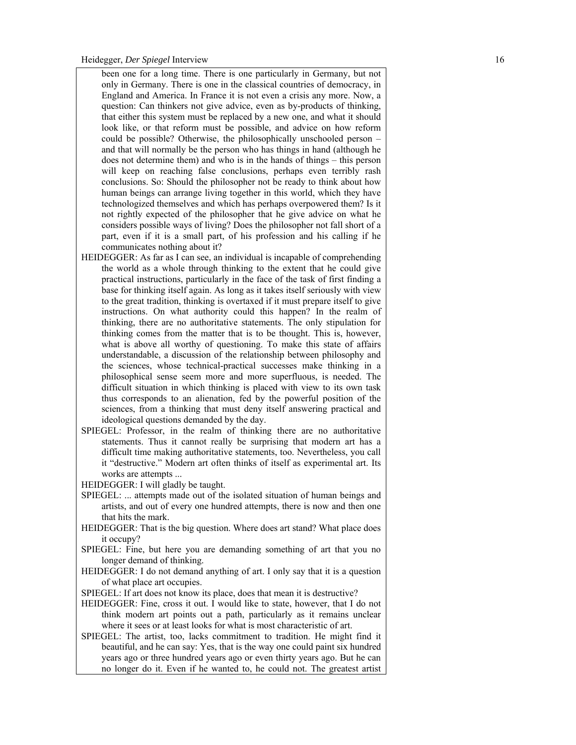been one for a long time. There is one particularly in Germany, but not only in Germany. There is one in the classical countries of democracy, in England and America. In France it is not even a crisis any more. Now, a question: Can thinkers not give advice, even as by-products of thinking, that either this system must be replaced by a new one, and what it should look like, or that reform must be possible, and advice on how reform could be possible? Otherwise, the philosophically unschooled person – and that will normally be the person who has things in hand (although he does not determine them) and who is in the hands of things – this person will keep on reaching false conclusions, perhaps even terribly rash conclusions. So: Should the philosopher not be ready to think about how human beings can arrange living together in this world, which they have technologized themselves and which has perhaps overpowered them? Is it not rightly expected of the philosopher that he give advice on what he considers possible ways of living? Does the philosopher not fall short of a part, even if it is a small part, of his profession and his calling if he communicates nothing about it?

HEIDEGGER: As far as I can see, an individual is incapable of comprehending the world as a whole through thinking to the extent that he could give practical instructions, particularly in the face of the task of first finding a base for thinking itself again. As long as it takes itself seriously with view to the great tradition, thinking is overtaxed if it must prepare itself to give instructions. On what authority could this happen? In the realm of thinking, there are no authoritative statements. The only stipulation for thinking comes from the matter that is to be thought. This is, however, what is above all worthy of questioning. To make this state of affairs understandable, a discussion of the relationship between philosophy and the sciences, whose technical-practical successes make thinking in a philosophical sense seem more and more superfluous, is needed. The difficult situation in which thinking is placed with view to its own task thus corresponds to an alienation, fed by the powerful position of the sciences, from a thinking that must deny itself answering practical and ideological questions demanded by the day.

SPIEGEL: Professor, in the realm of thinking there are no authoritative statements. Thus it cannot really be surprising that modern art has a difficult time making authoritative statements, too. Nevertheless, you call it "destructive." Modern art often thinks of itself as experimental art. Its works are attempts ...

HEIDEGGER: I will gladly be taught.

SPIEGEL: ... attempts made out of the isolated situation of human beings and artists, and out of every one hundred attempts, there is now and then one that hits the mark.

HEIDEGGER: That is the big question. Where does art stand? What place does it occupy?

SPIEGEL: Fine, but here you are demanding something of art that you no longer demand of thinking.

HEIDEGGER: I do not demand anything of art. I only say that it is a question of what place art occupies.

SPIEGEL: If art does not know its place, does that mean it is destructive?

HEIDEGGER: Fine, cross it out. I would like to state, however, that I do not think modern art points out a path, particularly as it remains unclear where it sees or at least looks for what is most characteristic of art.

SPIEGEL: The artist, too, lacks commitment to tradition. He might find it beautiful, and he can say: Yes, that is the way one could paint six hundred years ago or three hundred years ago or even thirty years ago. But he can no longer do it. Even if he wanted to, he could not. The greatest artist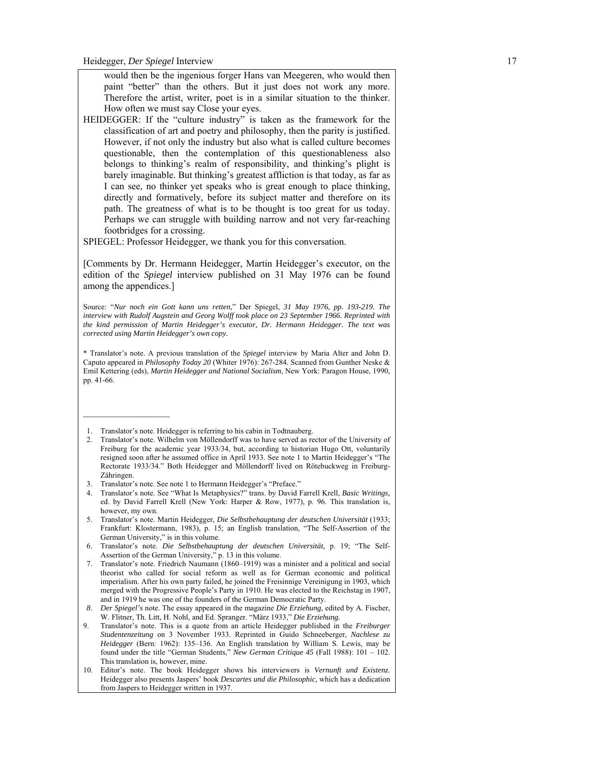would then be the ingenious forger Hans van Meegeren, who would then paint "better" than the others. But it just does not work any more. Therefore the artist, writer, poet is in a similar situation to the thinker. How often we must say Close your eyes.

HEIDEGGER: If the "culture industry" is taken as the framework for the classification of art and poetry and philosophy, then the parity is justified. However, if not only the industry but also what is called culture becomes questionable, then the contemplation of this questionableness also belongs to thinking's realm of responsibility, and thinking's plight is barely imaginable. But thinking's greatest affliction is that today, as far as I can see, no thinker yet speaks who is great enough to place thinking, directly and formatively, before its subject matter and therefore on its path. The greatness of what is to be thought is too great for us today. Perhaps we can struggle with building narrow and not very far-reaching footbridges for a crossing.

SPIEGEL: Professor Heidegger, we thank you for this conversation.

[Comments by Dr. Hermann Heidegger, Martin Heidegger's executor, on the edition of the *Spiegel* interview published on 31 May 1976 can be found among the appendices.]

Source: "*Nur noch ein Gott kann uns retten,*" Der Spiegel, *31 May 1976, pp. 193-219. The interview with Rudolf Augstein and Georg Wolff took place on 23 September 1966. Reprinted with the kind permission of Martin Heidegger's executor, Dr. Hermann Heidegger. The text was corrected using Martin Heidegger's own copy.*

* Translator's note. A previous translation of the *Spiegel* interview by Maria Alter and John D. Caputo appeared in *Philosophy Today 20* (Whiter 1976): 267-284. Scanned from Gunther Neske & Emil Kettering (eds), *Martin Heidegger and National Socialism*, New York: Paragon House, 1990, pp. 41-66.

---

1. Translator's note. Heidegger is referring to his cabin in Todtnauberg.
2. Translator's note. Wilhelm von Möllendorff was to have served as rector of the University of Freiburg for the academic year 1933/34, but, according to historian Hugo Ott, voluntarily resigned soon after he assumed office in April 1933. See note 1 to Martin Heidegger's "The Rectorate 1933/34." Both Heidegger and Möllendorff lived on Rötebuckweg in Freiburg-Zähringen.
3. Translator's note. See note 1 to Hermann Heidegger's "Preface."
4. Translator's note. See "What Is Metaphysics?" trans. by David Farrell Krell, *Basic Writings,* ed. by David Farrell Krell (New York: Harper & Row, 1977), p. 96. This translation is, however, my own.
5. Translator's note. Martin Heidegger, *Die Selbstbehauptung der deutschen Universität* (1933; Frankfurt: Klostermann, 1983), p. 15; an English translation, "The Self-Assertion of the German University," is in this volume.
6. Translator's note. *Die Selbstbehauptung der deutschen Universität,* p. 19; "The Self-Assertion of the German University," p. 13 in this volume.
7. Translator's note. Friedrich Naumann (1860–1919) was a minister and a political and social theorist who called for social reform as well as for German economic and political imperialism. After his own party failed, he joined the Freisinnige Vereinigung in 1903, which merged with the Progressive People's Party in 1910. He was elected to the Reichstag in 1907, and in 1919 he was one of the founders of the German Democratic Party.
8. *Der Spiegel's* note. The essay appeared in the magazine *Die Erziehung,* edited by A. Fischer, W. Flitner, Th. Litt, H. Nohl, and Ed. Spranger. "März 1933," *Die Erziehung.*
9. Translator's note. This is a quote from an article Heidegger published in the *Freiburger Studentenzeitung* on 3 November 1933. Reprinted in Guido Schneeberger, *Nachlese zu Heidegger* (Bern: 1962): 135–136. An English translation by William S. Lewis, may be found under the title "German Students," *New German Critique 45* (Fall 1988): 101 – 102. This translation is, however, mine.
10. Editor's note. The book Heidegger shows his interviewers is *Vernunft und Existenz.* Heidegger also presents Jaspers' book *Descartes und die Philosophic,* which has a dedication from Jaspers to Heidegger written in 1937.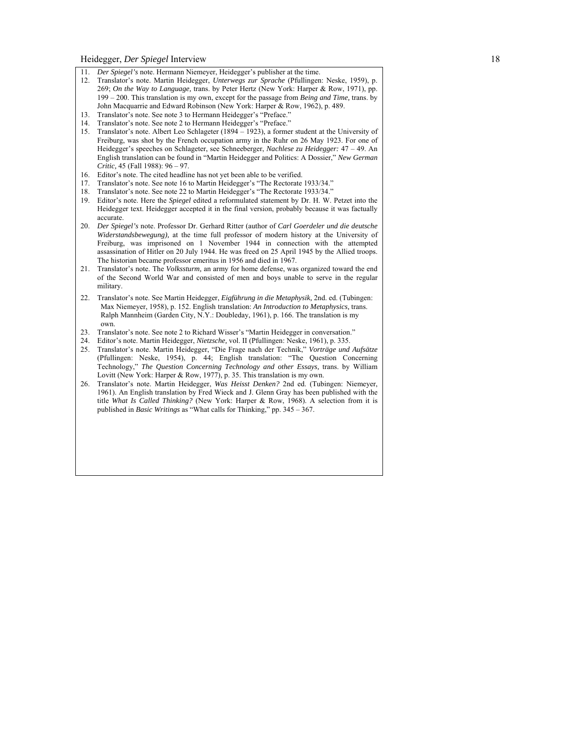11. *Der Spiegel's* note. Hermann Niemeyer, Heidegger's publisher at the time.
12. Translator's note. Martin Heidegger, *Unterwegs zur Sprache* (Pfullingen: Neske, 1959), p. 269; *On the Way to Language,* trans. by Peter Hertz (New York: Harper & Row, 1971), pp. 199 – 200. This translation is my own, except for the passage from *Being and Time,* trans. by John Macquarrie and Edward Robinson (New York: Harper & Row, 1962), p. 489.
13. Translator's note. See note 3 to Hermann Heidegger's "Preface."
14. Translator's note. See note 2 to Hermann Heidegger's "Preface."
15. Translator's note. Albert Leo Schlageter (1894 – 1923), a former student at the University of Freiburg, was shot by the French occupation army in the Ruhr on 26 May 1923. For one of Heidegger's speeches on Schlageter, see Schneeberger, *Nachlese zu Heidegger:* 47 – 49. An English translation can be found in "Martin Heidegger and Politics: A Dossier," *New German Critic,* 45 (Fall 1988): 96 – 97.
16. Editor's note. The cited headline has not yet been able to be verified.
17. Translator's note. See note 16 to Martin Heidegger's "The Rectorate 1933/34."
18. Translator's note. See note 22 to Martin Heidegger's "The Rectorate 1933/34."
19. Editor's note. Here the *Spiegel* edited a reformulated statement by Dr. H. W. Petzet into the Heidegger text. Heidegger accepted it in the final version, probably because it was factually accurate.
20. *Der Spiegel's* note. Professor Dr. Gerhard Ritter (author of *Carl Goerdeler und die deutsche Widerstandsbewegung),* at the time full professor of modern history at the University of Freiburg, was imprisoned on 1 November 1944 in connection with the attempted assassination of Hitler on 20 July 1944. He was freed on 25 April 1945 by the Allied troops. The historian became professor emeritus in 1956 and died in 1967.
21. Translator's note. The *Volkssturm,* an army for home defense, was organized toward the end of the Second World War and consisted of men and boys unable to serve in the regular military.
22. Translator's note. See Martin Heidegger, *Eigführung in die Metaphysik,* 2nd. ed. (Tubingen: Max Niemeyer, 1958), p. 152. English translation: *An Introduction to Metaphysics,* trans. Ralph Mannheim (Garden City, N.Y.: Doubleday, 1961), p. 166. The translation is my own.
23. Translator's note. See note 2 to Richard Wisser's "Martin Heidegger in conversation."
24. Editor's note. Martin Heidegger, *Nietzsche,* vol. II (Pfullingen: Neske, 1961), p. 335.
25. Translator's note. Martin Heidegger, "Die Frage nach der Technik," *Vorträge und Aufsätze* (Pfullingen: Neske, 1954), p. 44; English translation: "The Question Concerning Technology," *The Question Concerning Technology and other Essays,* trans. by William Lovitt (New York: Harper & Row, 1977), p. 35. This translation is my own.
26. Translator's note. Martin Heidegger, *Was Heisst Denken?* 2nd ed. (Tubingen: Niemeyer, 1961). An English translation by Fred Wieck and J. Glenn Gray has been published with the title *What Is Called Thinking?* (New York: Harper & Row, 1968). A selection from it is published in *Basic Writings* as "What calls for Thinking," pp. 345 – 367.